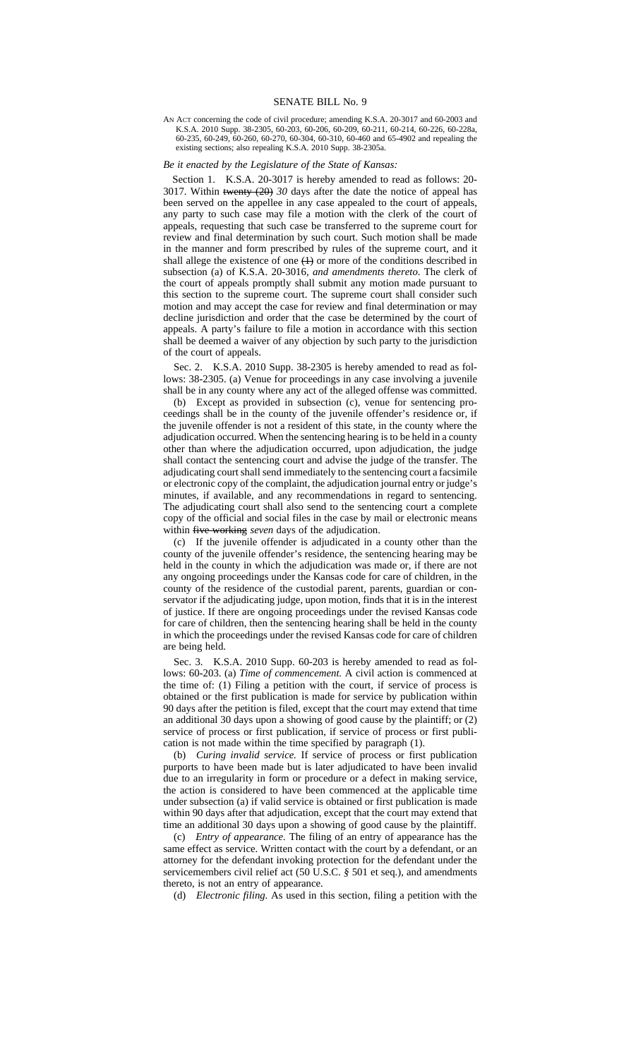# SENATE BILL No. 9

AN ACT concerning the code of civil procedure; amending K.S.A. 20-3017 and 60-2003 and K.S.A. 2010 Supp. 38-2305, 60-203, 60-206, 60-209, 60-211, 60-214, 60-226, 60-228a, 60-235, 60-249, 60-260, 60-270, 60-304, 60-310, 60-460 and 65-4902 and repealing the existing sections; also repealing K.S.A. 2010 Supp. 38-2305a.

*Be it enacted by the Legislature of the State of Kansas:*

Section 1. K.S.A. 20-3017 is hereby amended to read as follows: 20-3017. Within ~~twenty (20)~~ *30* days after the date the notice of appeal has been served on the appellee in any case appealed to the court of appeals, any party to such case may file a motion with the clerk of the court of appeals, requesting that such case be transferred to the supreme court for review and final determination by such court. Such motion shall be made in the manner and form prescribed by rules of the supreme court, and it shall allege the existence of one ~~(1)~~ or more of the conditions described in subsection (a) of K.S.A. 20-3016, *and amendments thereto*. The clerk of the court of appeals promptly shall submit any motion made pursuant to this section to the supreme court. The supreme court shall consider such motion and may accept the case for review and final determination or may decline jurisdiction and order that the case be determined by the court of appeals. A party's failure to file a motion in accordance with this section shall be deemed a waiver of any objection by such party to the jurisdiction of the court of appeals.

Sec. 2. K.S.A. 2010 Supp. 38-2305 is hereby amended to read as follows: 38-2305. (a) Venue for proceedings in any case involving a juvenile shall be in any county where any act of the alleged offense was committed.

(b) Except as provided in subsection (c), venue for sentencing proceedings shall be in the county of the juvenile offender's residence or, if the juvenile offender is not a resident of this state, in the county where the adjudication occurred. When the sentencing hearing is to be held in a county other than where the adjudication occurred, upon adjudication, the judge shall contact the sentencing court and advise the judge of the transfer. The adjudicating court shall send immediately to the sentencing court a facsimile or electronic copy of the complaint, the adjudication journal entry or judge's minutes, if available, and any recommendations in regard to sentencing. The adjudicating court shall also send to the sentencing court a complete copy of the official and social files in the case by mail or electronic means within ~~five working~~ *seven* days of the adjudication.

(c) If the juvenile offender is adjudicated in a county other than the county of the juvenile offender's residence, the sentencing hearing may be held in the county in which the adjudication was made or, if there are not any ongoing proceedings under the Kansas code for care of children, in the county of the residence of the custodial parent, parents, guardian or conservator if the adjudicating judge, upon motion, finds that it is in the interest of justice. If there are ongoing proceedings under the revised Kansas code for care of children, then the sentencing hearing shall be held in the county in which the proceedings under the revised Kansas code for care of children are being held.

Sec. 3. K.S.A. 2010 Supp. 60-203 is hereby amended to read as follows: 60-203. (a) *Time of commencement.* A civil action is commenced at the time of: (1) Filing a petition with the court, if service of process is obtained or the first publication is made for service by publication within 90 days after the petition is filed, except that the court may extend that time an additional 30 days upon a showing of good cause by the plaintiff; or (2) service of process or first publication, if service of process or first publication is not made within the time specified by paragraph (1).

(b) *Curing invalid service.* If service of process or first publication purports to have been made but is later adjudicated to have been invalid due to an irregularity in form or procedure or a defect in making service, the action is considered to have been commenced at the applicable time under subsection (a) if valid service is obtained or first publication is made within 90 days after that adjudication, except that the court may extend that time an additional 30 days upon a showing of good cause by the plaintiff.

(c) *Entry of appearance.* The filing of an entry of appearance has the same effect as service. Written contact with the court by a defendant, or an attorney for the defendant invoking protection for the defendant under the servicemembers civil relief act (50 U.S.C. *§* 501 et seq.), and amendments thereto, is not an entry of appearance.

(d) *Electronic filing.* As used in this section, filing a petition with the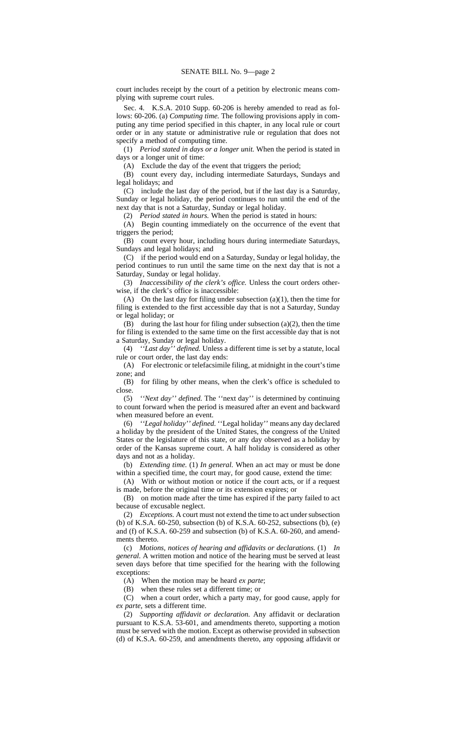court includes receipt by the court of a petition by electronic means complying with supreme court rules.

Sec. 4. K.S.A. 2010 Supp. 60-206 is hereby amended to read as follows: 60-206. (a) *Computing time.* The following provisions apply in computing any time period specified in this chapter, in any local rule or court order or in any statute or administrative rule or regulation that does not specify a method of computing time.

(1) *Period stated in days or a longer unit.* When the period is stated in days or a longer unit of time:

(A) Exclude the day of the event that triggers the period;

(B) count every day, including intermediate Saturdays, Sundays and legal holidays; and

(C) include the last day of the period, but if the last day is a Saturday, Sunday or legal holiday, the period continues to run until the end of the next day that is not a Saturday, Sunday or legal holiday.

(2) *Period stated in hours.* When the period is stated in hours:

(A) Begin counting immediately on the occurrence of the event that triggers the period;

(B) count every hour, including hours during intermediate Saturdays, Sundays and legal holidays; and

(C) if the period would end on a Saturday, Sunday or legal holiday, the period continues to run until the same time on the next day that is not a Saturday, Sunday or legal holiday.

(3) *Inaccessibility of the clerk's office.* Unless the court orders otherwise, if the clerk's office is inaccessible:

(A) On the last day for filing under subsection (a)(1), then the time for filing is extended to the first accessible day that is not a Saturday, Sunday or legal holiday; or

(B) during the last hour for filing under subsection (a)(2), then the time for filing is extended to the same time on the first accessible day that is not a Saturday, Sunday or legal holiday.

(4) *''Last day'' defined.* Unless a different time is set by a statute, local rule or court order, the last day ends:

(A) For electronic or telefacsimile filing, at midnight in the court's time zone; and

(B) for filing by other means, when the clerk's office is scheduled to close.

(5) *''Next day'' defined.* The ''next day'' is determined by continuing to count forward when the period is measured after an event and backward when measured before an event.

(6) *''Legal holiday'' defined.* ''Legal holiday'' means any day declared a holiday by the president of the United States, the congress of the United States or the legislature of this state, or any day observed as a holiday by order of the Kansas supreme court. A half holiday is considered as other days and not as a holiday.

(b) *Extending time.* (1) *In general.* When an act may or must be done within a specified time, the court may, for good cause, extend the time:

(A) With or without motion or notice if the court acts, or if a request is made, before the original time or its extension expires; or

(B) on motion made after the time has expired if the party failed to act because of excusable neglect.

(2) *Exceptions.* A court must not extend the time to act under subsection (b) of K.S.A. 60-250, subsection (b) of K.S.A. 60-252, subsections (b), (e) and (f) of K.S.A. 60-259 and subsection (b) of K.S.A. 60-260, and amendments thereto.

(c) *Motions, notices of hearing and affidavits or declarations.* (1) *In general.* A written motion and notice of the hearing must be served at least seven days before that time specified for the hearing with the following exceptions:

(A) When the motion may be heard *ex parte*;

(B) when these rules set a different time; or

(C) when a court order, which a party may, for good cause, apply for *ex parte*, sets a different time.

(2) *Supporting affidavit or declaration.* Any affidavit or declaration pursuant to K.S.A. 53-601, and amendments thereto, supporting a motion must be served with the motion. Except as otherwise provided in subsection (d) of K.S.A. 60-259, and amendments thereto, any opposing affidavit or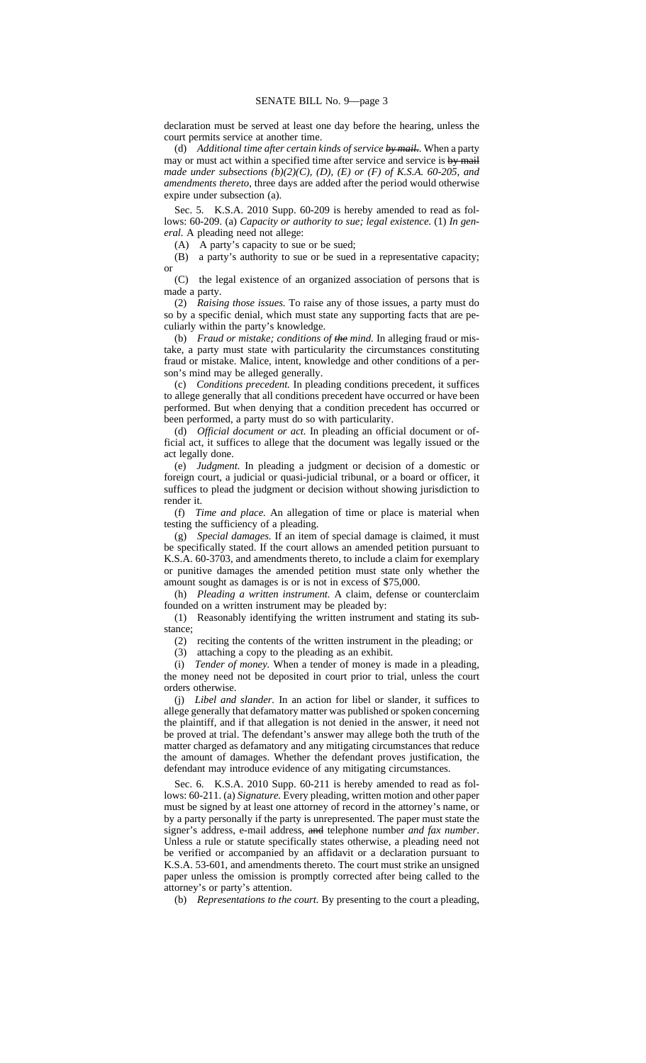declaration must be served at least one day before the hearing, unless the court permits service at another time.

(d) *Additional time after certain kinds of service ~~by mail~~.* When a party may or must act within a specified time after service and service is ~~by mail~~ *made under subsections (b)(2)(C), (D), (E) or (F) of K.S.A. 60-205, and amendments thereto*, three days are added after the period would otherwise expire under subsection (a).

Sec. 5. K.S.A. 2010 Supp. 60-209 is hereby amended to read as follows: 60-209. (a) *Capacity or authority to sue; legal existence.* (1) *In general.* A pleading need not allege:

(A) A party's capacity to sue or be sued;

(B) a party's authority to sue or be sued in a representative capacity; or

(C) the legal existence of an organized association of persons that is made a party.

(2) *Raising those issues.* To raise any of those issues, a party must do so by a specific denial, which must state any supporting facts that are peculiarly within the party's knowledge.

(b) *Fraud or mistake; conditions of ~~the~~ mind.* In alleging fraud or mistake, a party must state with particularity the circumstances constituting fraud or mistake. Malice, intent, knowledge and other conditions of a person's mind may be alleged generally.

(c) *Conditions precedent.* In pleading conditions precedent, it suffices to allege generally that all conditions precedent have occurred or have been performed. But when denying that a condition precedent has occurred or been performed, a party must do so with particularity.

(d) *Official document or act.* In pleading an official document or official act, it suffices to allege that the document was legally issued or the act legally done.

(e) *Judgment.* In pleading a judgment or decision of a domestic or foreign court, a judicial or quasi-judicial tribunal, or a board or officer, it suffices to plead the judgment or decision without showing jurisdiction to render it.

(f) *Time and place.* An allegation of time or place is material when testing the sufficiency of a pleading.

(g) *Special damages.* If an item of special damage is claimed, it must be specifically stated. If the court allows an amended petition pursuant to K.S.A. 60-3703, and amendments thereto, to include a claim for exemplary or punitive damages the amended petition must state only whether the amount sought as damages is or is not in excess of $75,000.

(h) *Pleading a written instrument.* A claim, defense or counterclaim founded on a written instrument may be pleaded by:

(1) Reasonably identifying the written instrument and stating its substance;

(2) reciting the contents of the written instrument in the pleading; or

(3) attaching a copy to the pleading as an exhibit.

(i) *Tender of money.* When a tender of money is made in a pleading, the money need not be deposited in court prior to trial, unless the court orders otherwise.

(j) *Libel and slander.* In an action for libel or slander, it suffices to allege generally that defamatory matter was published or spoken concerning the plaintiff, and if that allegation is not denied in the answer, it need not be proved at trial. The defendant's answer may allege both the truth of the matter charged as defamatory and any mitigating circumstances that reduce the amount of damages. Whether the defendant proves justification, the defendant may introduce evidence of any mitigating circumstances.

Sec. 6. K.S.A. 2010 Supp. 60-211 is hereby amended to read as follows: 60-211. (a) *Signature.* Every pleading, written motion and other paper must be signed by at least one attorney of record in the attorney's name, or by a party personally if the party is unrepresented. The paper must state the signer's address, e-mail address, ~~and~~ telephone number *and fax number*. Unless a rule or statute specifically states otherwise, a pleading need not be verified or accompanied by an affidavit or a declaration pursuant to K.S.A. 53-601, and amendments thereto. The court must strike an unsigned paper unless the omission is promptly corrected after being called to the attorney's or party's attention.

(b) *Representations to the court.* By presenting to the court a pleading,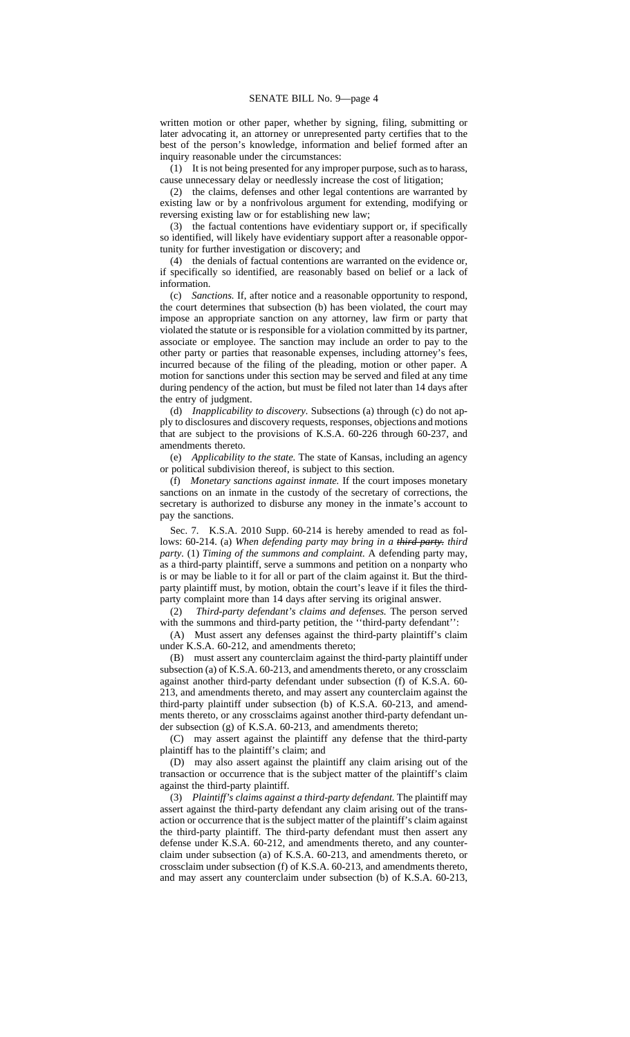written motion or other paper, whether by signing, filing, submitting or later advocating it, an attorney or unrepresented party certifies that to the best of the person's knowledge, information and belief formed after an inquiry reasonable under the circumstances:

(1) It is not being presented for any improper purpose, such as to harass, cause unnecessary delay or needlessly increase the cost of litigation;

(2) the claims, defenses and other legal contentions are warranted by existing law or by a nonfrivolous argument for extending, modifying or reversing existing law or for establishing new law;

(3) the factual contentions have evidentiary support or, if specifically so identified, will likely have evidentiary support after a reasonable opportunity for further investigation or discovery; and

(4) the denials of factual contentions are warranted on the evidence or, if specifically so identified, are reasonably based on belief or a lack of information.

(c) *Sanctions.* If, after notice and a reasonable opportunity to respond, the court determines that subsection (b) has been violated, the court may impose an appropriate sanction on any attorney, law firm or party that violated the statute or is responsible for a violation committed by its partner, associate or employee. The sanction may include an order to pay to the other party or parties that reasonable expenses, including attorney's fees, incurred because of the filing of the pleading, motion or other paper. A motion for sanctions under this section may be served and filed at any time during pendency of the action, but must be filed not later than 14 days after the entry of judgment.

(d) *Inapplicability to discovery*. Subsections (a) through (c) do not apply to disclosures and discovery requests, responses, objections and motions that are subject to the provisions of K.S.A. 60-226 through 60-237, and amendments thereto.

(e) *Applicability to the state.* The state of Kansas, including an agency or political subdivision thereof, is subject to this section.

(f) *Monetary sanctions against inmate.* If the court imposes monetary sanctions on an inmate in the custody of the secretary of corrections, the secretary is authorized to disburse any money in the inmate's account to pay the sanctions.

Sec. 7. K.S.A. 2010 Supp. 60-214 is hereby amended to read as follows: 60-214. (a) *When defending party may bring in a ~~third party.~~ third party.* (1) *Timing of the summons and complaint.* A defending party may, as a third-party plaintiff, serve a summons and petition on a nonparty who is or may be liable to it for all or part of the claim against it. But the third-party plaintiff must, by motion, obtain the court's leave if it files the third-party complaint more than 14 days after serving its original answer.

(2) *Third-party defendant's claims and defenses.* The person served with the summons and third-party petition, the ''third-party defendant'':

(A) Must assert any defenses against the third-party plaintiff's claim under K.S.A. 60-212, and amendments thereto;

(B) must assert any counterclaim against the third-party plaintiff under subsection (a) of K.S.A. 60-213, and amendments thereto, or any crossclaim against another third-party defendant under subsection (f) of K.S.A. 60-213, and amendments thereto, and may assert any counterclaim against the third-party plaintiff under subsection (b) of K.S.A. 60-213, and amendments thereto, or any crossclaims against another third-party defendant under subsection (g) of K.S.A. 60-213, and amendments thereto;

(C) may assert against the plaintiff any defense that the third-party plaintiff has to the plaintiff's claim; and

(D) may also assert against the plaintiff any claim arising out of the transaction or occurrence that is the subject matter of the plaintiff's claim against the third-party plaintiff.

(3) *Plaintiff's claims against a third-party defendant.* The plaintiff may assert against the third-party defendant any claim arising out of the transaction or occurrence that is the subject matter of the plaintiff's claim against the third-party plaintiff. The third-party defendant must then assert any defense under K.S.A. 60-212, and amendments thereto, and any counterclaim under subsection (a) of K.S.A. 60-213, and amendments thereto, or crossclaim under subsection (f) of K.S.A. 60-213, and amendments thereto, and may assert any counterclaim under subsection (b) of K.S.A. 60-213,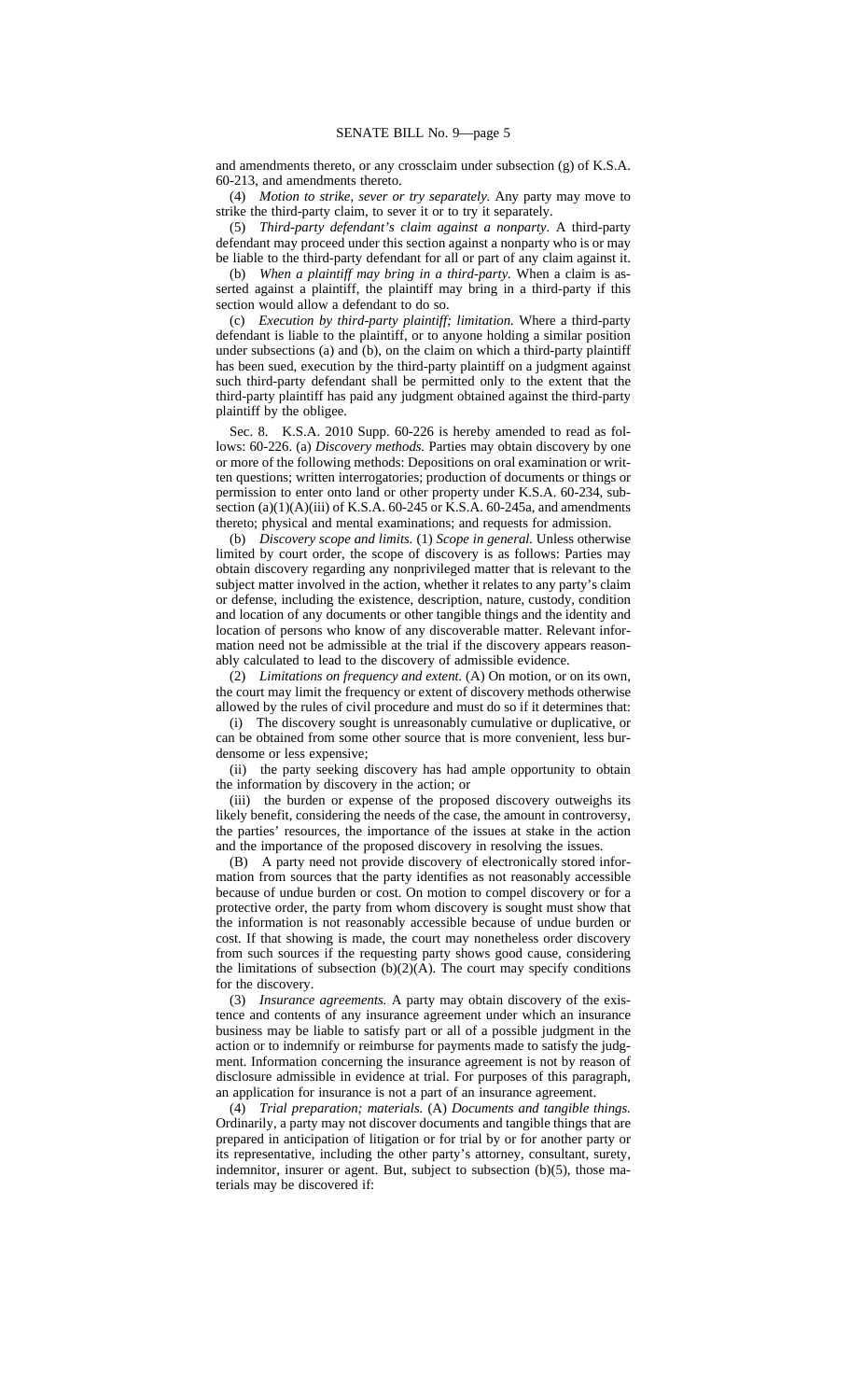and amendments thereto, or any crossclaim under subsection (g) of K.S.A. 60-213, and amendments thereto.

(4) *Motion to strike, sever or try separately.* Any party may move to strike the third-party claim, to sever it or to try it separately.

(5) *Third-party defendant's claim against a nonparty.* A third-party defendant may proceed under this section against a nonparty who is or may be liable to the third-party defendant for all or part of any claim against it.

(b) *When a plaintiff may bring in a third-party.* When a claim is asserted against a plaintiff, the plaintiff may bring in a third-party if this section would allow a defendant to do so.

(c) *Execution by third-party plaintiff; limitation.* Where a third-party defendant is liable to the plaintiff, or to anyone holding a similar position under subsections (a) and (b), on the claim on which a third-party plaintiff has been sued, execution by the third-party plaintiff on a judgment against such third-party defendant shall be permitted only to the extent that the third-party plaintiff has paid any judgment obtained against the third-party plaintiff by the obligee.

Sec. 8. K.S.A. 2010 Supp. 60-226 is hereby amended to read as follows: 60-226. (a) *Discovery methods.* Parties may obtain discovery by one or more of the following methods: Depositions on oral examination or written questions; written interrogatories; production of documents or things or permission to enter onto land or other property under K.S.A. 60-234, subsection (a)(1)(A)(iii) of K.S.A. 60-245 or K.S.A. 60-245a, and amendments thereto; physical and mental examinations; and requests for admission.

(b) *Discovery scope and limits.* (1) *Scope in general.* Unless otherwise limited by court order, the scope of discovery is as follows: Parties may obtain discovery regarding any nonprivileged matter that is relevant to the subject matter involved in the action, whether it relates to any party's claim or defense, including the existence, description, nature, custody, condition and location of any documents or other tangible things and the identity and location of persons who know of any discoverable matter. Relevant information need not be admissible at the trial if the discovery appears reasonably calculated to lead to the discovery of admissible evidence.

(2) *Limitations on frequency and extent.* (A) On motion, or on its own, the court may limit the frequency or extent of discovery methods otherwise allowed by the rules of civil procedure and must do so if it determines that:

(i) The discovery sought is unreasonably cumulative or duplicative, or can be obtained from some other source that is more convenient, less burdensome or less expensive;

(ii) the party seeking discovery has had ample opportunity to obtain the information by discovery in the action; or

(iii) the burden or expense of the proposed discovery outweighs its likely benefit, considering the needs of the case, the amount in controversy, the parties' resources, the importance of the issues at stake in the action and the importance of the proposed discovery in resolving the issues.

(B) A party need not provide discovery of electronically stored information from sources that the party identifies as not reasonably accessible because of undue burden or cost. On motion to compel discovery or for a protective order, the party from whom discovery is sought must show that the information is not reasonably accessible because of undue burden or cost. If that showing is made, the court may nonetheless order discovery from such sources if the requesting party shows good cause, considering the limitations of subsection (b)(2)(A). The court may specify conditions for the discovery.

(3) *Insurance agreements.* A party may obtain discovery of the existence and contents of any insurance agreement under which an insurance business may be liable to satisfy part or all of a possible judgment in the action or to indemnify or reimburse for payments made to satisfy the judgment. Information concerning the insurance agreement is not by reason of disclosure admissible in evidence at trial. For purposes of this paragraph, an application for insurance is not a part of an insurance agreement.

(4) *Trial preparation; materials.* (A) *Documents and tangible things.* Ordinarily, a party may not discover documents and tangible things that are prepared in anticipation of litigation or for trial by or for another party or its representative, including the other party's attorney, consultant, surety, indemnitor, insurer or agent. But, subject to subsection (b)(5), those materials may be discovered if: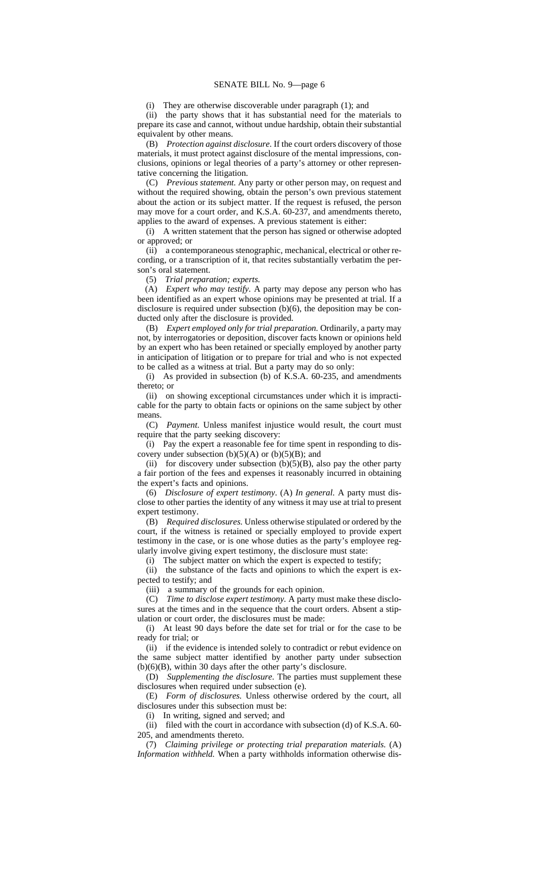(i) They are otherwise discoverable under paragraph (1); and

(ii) the party shows that it has substantial need for the materials to prepare its case and cannot, without undue hardship, obtain their substantial equivalent by other means.

(B) *Protection against disclosure.* If the court orders discovery of those materials, it must protect against disclosure of the mental impressions, conclusions, opinions or legal theories of a party's attorney or other representative concerning the litigation.

(C) *Previous statement.* Any party or other person may, on request and without the required showing, obtain the person's own previous statement about the action or its subject matter. If the request is refused, the person may move for a court order, and K.S.A. 60-237, and amendments thereto, applies to the award of expenses. A previous statement is either:

(i) A written statement that the person has signed or otherwise adopted or approved; or

(ii) a contemporaneous stenographic, mechanical, electrical or other recording, or a transcription of it, that recites substantially verbatim the person's oral statement.

(5) *Trial preparation; experts.*

(A) *Expert who may testify.* A party may depose any person who has been identified as an expert whose opinions may be presented at trial. If a disclosure is required under subsection (b)(6), the deposition may be conducted only after the disclosure is provided.

(B) *Expert employed only for trial preparation.* Ordinarily, a party may not, by interrogatories or deposition, discover facts known or opinions held by an expert who has been retained or specially employed by another party in anticipation of litigation or to prepare for trial and who is not expected to be called as a witness at trial. But a party may do so only:

(i) As provided in subsection (b) of K.S.A. 60-235, and amendments thereto; or

(ii) on showing exceptional circumstances under which it is impracticable for the party to obtain facts or opinions on the same subject by other means.

(C) *Payment.* Unless manifest injustice would result, the court must require that the party seeking discovery:

(i) Pay the expert a reasonable fee for time spent in responding to discovery under subsection (b)(5)(A) or (b)(5)(B); and

(ii) for discovery under subsection (b)(5)(B), also pay the other party a fair portion of the fees and expenses it reasonably incurred in obtaining the expert's facts and opinions.

(6) *Disclosure of expert testimony.* (A) *In general.* A party must disclose to other parties the identity of any witness it may use at trial to present expert testimony.

(B) *Required disclosures.* Unless otherwise stipulated or ordered by the court, if the witness is retained or specially employed to provide expert testimony in the case, or is one whose duties as the party's employee regularly involve giving expert testimony, the disclosure must state:

(i) The subject matter on which the expert is expected to testify;

(ii) the substance of the facts and opinions to which the expert is expected to testify; and

(iii) a summary of the grounds for each opinion.

(C) *Time to disclose expert testimony.* A party must make these disclosures at the times and in the sequence that the court orders. Absent a stipulation or court order, the disclosures must be made:

(i) At least 90 days before the date set for trial or for the case to be ready for trial; or

(ii) if the evidence is intended solely to contradict or rebut evidence on the same subject matter identified by another party under subsection (b)(6)(B), within 30 days after the other party's disclosure.

(D) *Supplementing the disclosure.* The parties must supplement these disclosures when required under subsection (e).

(E) *Form of disclosures.* Unless otherwise ordered by the court, all disclosures under this subsection must be:

(i) In writing, signed and served; and

(ii) filed with the court in accordance with subsection (d) of K.S.A. 60-205, and amendments thereto.

(7) *Claiming privilege or protecting trial preparation materials.* (A) *Information withheld.* When a party withholds information otherwise dis-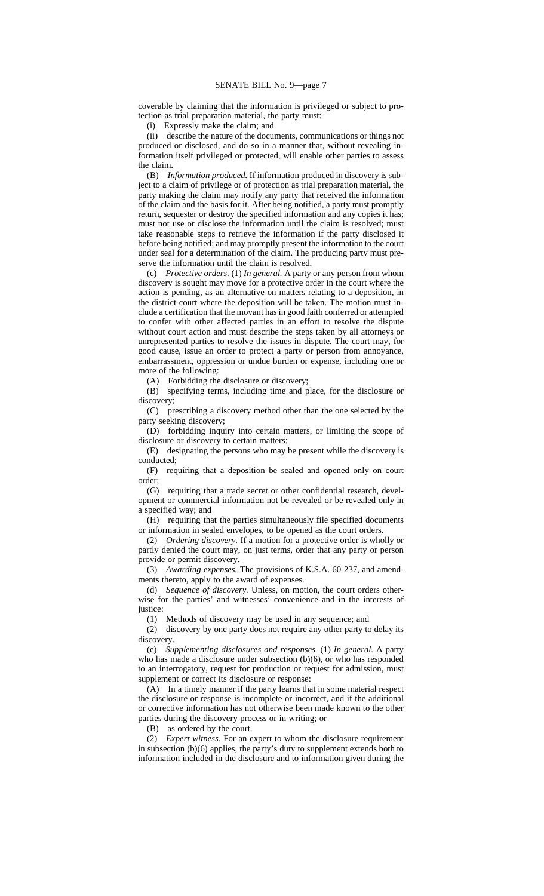coverable by claiming that the information is privileged or subject to protection as trial preparation material, the party must:

(i) Expressly make the claim; and

(ii) describe the nature of the documents, communications or things not produced or disclosed, and do so in a manner that, without revealing information itself privileged or protected, will enable other parties to assess the claim.

(B) *Information produced.* If information produced in discovery is subject to a claim of privilege or of protection as trial preparation material, the party making the claim may notify any party that received the information of the claim and the basis for it. After being notified, a party must promptly return, sequester or destroy the specified information and any copies it has; must not use or disclose the information until the claim is resolved; must take reasonable steps to retrieve the information if the party disclosed it before being notified; and may promptly present the information to the court under seal for a determination of the claim. The producing party must preserve the information until the claim is resolved.

(c) *Protective orders.* (1) *In general.* A party or any person from whom discovery is sought may move for a protective order in the court where the action is pending, as an alternative on matters relating to a deposition, in the district court where the deposition will be taken. The motion must include a certification that the movant has in good faith conferred or attempted to confer with other affected parties in an effort to resolve the dispute without court action and must describe the steps taken by all attorneys or unrepresented parties to resolve the issues in dispute. The court may, for good cause, issue an order to protect a party or person from annoyance, embarrassment, oppression or undue burden or expense, including one or more of the following:

(A) Forbidding the disclosure or discovery;

(B) specifying terms, including time and place, for the disclosure or discovery;

(C) prescribing a discovery method other than the one selected by the party seeking discovery;

(D) forbidding inquiry into certain matters, or limiting the scope of disclosure or discovery to certain matters;

(E) designating the persons who may be present while the discovery is conducted;

(F) requiring that a deposition be sealed and opened only on court order;

(G) requiring that a trade secret or other confidential research, development or commercial information not be revealed or be revealed only in a specified way; and

(H) requiring that the parties simultaneously file specified documents or information in sealed envelopes, to be opened as the court orders.

(2) *Ordering discovery.* If a motion for a protective order is wholly or partly denied the court may, on just terms, order that any party or person provide or permit discovery.

(3) *Awarding expenses.* The provisions of K.S.A. 60-237, and amendments thereto, apply to the award of expenses.

(d) *Sequence of discovery.* Unless, on motion, the court orders otherwise for the parties' and witnesses' convenience and in the interests of justice:

(1) Methods of discovery may be used in any sequence; and

(2) discovery by one party does not require any other party to delay its discovery.

(e) *Supplementing disclosures and responses.* (1) *In general.* A party who has made a disclosure under subsection (b)(6), or who has responded to an interrogatory, request for production or request for admission, must supplement or correct its disclosure or response:

(A) In a timely manner if the party learns that in some material respect the disclosure or response is incomplete or incorrect, and if the additional or corrective information has not otherwise been made known to the other parties during the discovery process or in writing; or

(B) as ordered by the court.

(2) *Expert witness.* For an expert to whom the disclosure requirement in subsection (b)(6) applies, the party's duty to supplement extends both to information included in the disclosure and to information given during the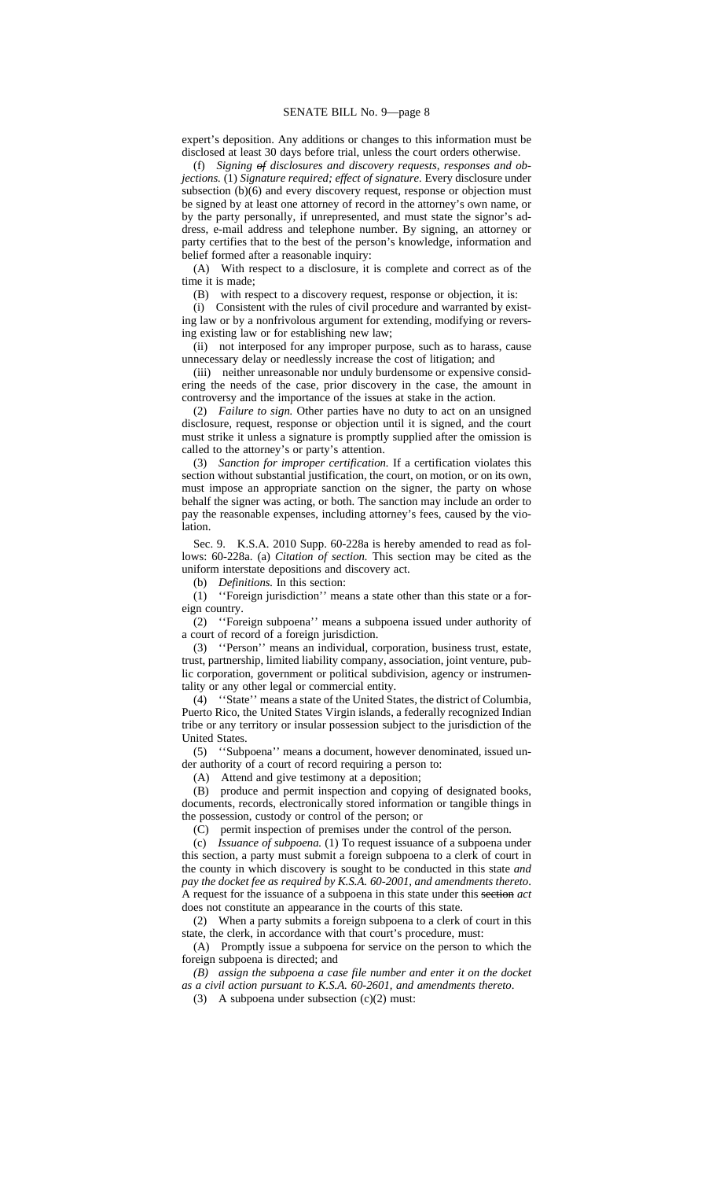expert's deposition. Any additions or changes to this information must be disclosed at least 30 days before trial, unless the court orders otherwise.

(f) *Signing ~~of~~ disclosures and discovery requests, responses and objections.* (1) *Signature required; effect of signature.* Every disclosure under subsection (b)(6) and every discovery request, response or objection must be signed by at least one attorney of record in the attorney's own name, or by the party personally, if unrepresented, and must state the signor's address, e-mail address and telephone number. By signing, an attorney or party certifies that to the best of the person's knowledge, information and belief formed after a reasonable inquiry:

(A) With respect to a disclosure, it is complete and correct as of the time it is made;

(B) with respect to a discovery request, response or objection, it is:

(i) Consistent with the rules of civil procedure and warranted by existing law or by a nonfrivolous argument for extending, modifying or reversing existing law or for establishing new law;

(ii) not interposed for any improper purpose, such as to harass, cause unnecessary delay or needlessly increase the cost of litigation; and

(iii) neither unreasonable nor unduly burdensome or expensive considering the needs of the case, prior discovery in the case, the amount in controversy and the importance of the issues at stake in the action.

(2) *Failure to sign.* Other parties have no duty to act on an unsigned disclosure, request, response or objection until it is signed, and the court must strike it unless a signature is promptly supplied after the omission is called to the attorney's or party's attention.

(3) *Sanction for improper certification.* If a certification violates this section without substantial justification, the court, on motion, or on its own, must impose an appropriate sanction on the signer, the party on whose behalf the signer was acting, or both. The sanction may include an order to pay the reasonable expenses, including attorney's fees, caused by the violation.

Sec. 9. K.S.A. 2010 Supp. 60-228a is hereby amended to read as follows: 60-228a. (a) *Citation of section.* This section may be cited as the uniform interstate depositions and discovery act.

(b) *Definitions.* In this section:

(1) ''Foreign jurisdiction'' means a state other than this state or a foreign country.

(2) ''Foreign subpoena'' means a subpoena issued under authority of a court of record of a foreign jurisdiction.

(3) ''Person'' means an individual, corporation, business trust, estate, trust, partnership, limited liability company, association, joint venture, public corporation, government or political subdivision, agency or instrumentality or any other legal or commercial entity.

(4) ''State'' means a state of the United States, the district of Columbia, Puerto Rico, the United States Virgin islands, a federally recognized Indian tribe or any territory or insular possession subject to the jurisdiction of the United States.

(5) ''Subpoena'' means a document, however denominated, issued under authority of a court of record requiring a person to:

(A) Attend and give testimony at a deposition;

(B) produce and permit inspection and copying of designated books, documents, records, electronically stored information or tangible things in the possession, custody or control of the person; or

(C) permit inspection of premises under the control of the person.

(c) *Issuance of subpoena.* (1) To request issuance of a subpoena under this section, a party must submit a foreign subpoena to a clerk of court in the county in which discovery is sought to be conducted in this state *and pay the docket fee as required by K.S.A. 60-2001, and amendments thereto*. A request for the issuance of a subpoena in this state under this ~~section~~ *act* does not constitute an appearance in the courts of this state.

(2) When a party submits a foreign subpoena to a clerk of court in this state, the clerk, in accordance with that court's procedure, must:

(A) Promptly issue a subpoena for service on the person to which the foreign subpoena is directed; and

*(B) assign the subpoena a case file number and enter it on the docket as a civil action pursuant to K.S.A. 60-2601, and amendments thereto*.

(3) A subpoena under subsection (c)(2) must: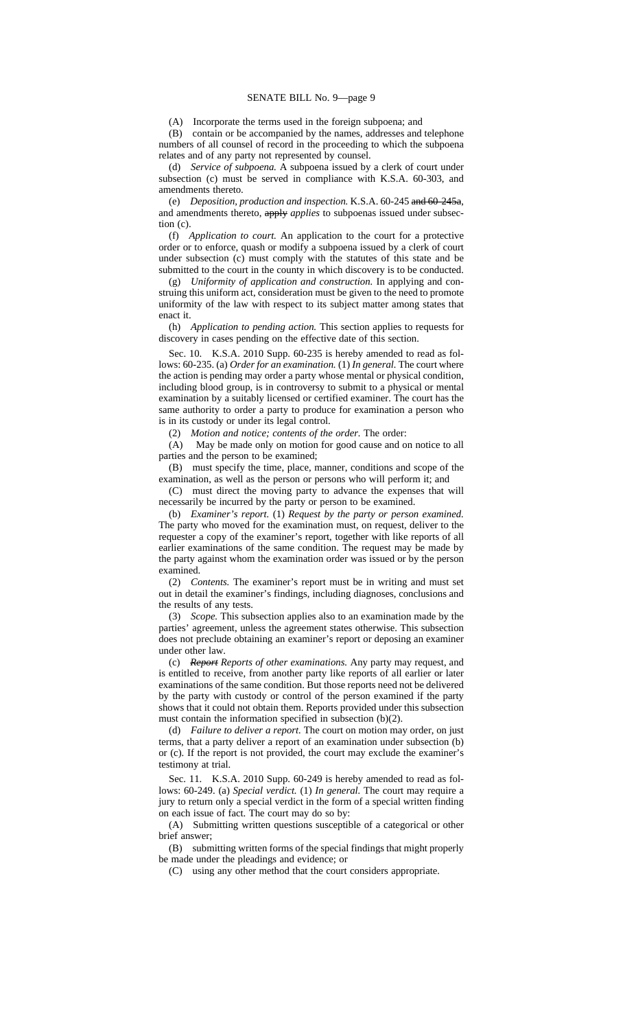(A) Incorporate the terms used in the foreign subpoena; and

(B) contain or be accompanied by the names, addresses and telephone numbers of all counsel of record in the proceeding to which the subpoena relates and of any party not represented by counsel.

(d) *Service of subpoena.* A subpoena issued by a clerk of court under subsection (c) must be served in compliance with K.S.A. 60-303, and amendments thereto.

(e) *Deposition, production and inspection.* K.S.A. 60-245 ~~and 60-245a~~, and amendments thereto, ~~apply~~ *applies* to subpoenas issued under subsection (c).

(f) *Application to court.* An application to the court for a protective order or to enforce, quash or modify a subpoena issued by a clerk of court under subsection (c) must comply with the statutes of this state and be submitted to the court in the county in which discovery is to be conducted.

(g) *Uniformity of application and construction.* In applying and construing this uniform act, consideration must be given to the need to promote uniformity of the law with respect to its subject matter among states that enact it.

(h) *Application to pending action.* This section applies to requests for discovery in cases pending on the effective date of this section.

Sec. 10. K.S.A. 2010 Supp. 60-235 is hereby amended to read as follows: 60-235. (a) *Order for an examination.* (1) *In general.* The court where the action is pending may order a party whose mental or physical condition, including blood group, is in controversy to submit to a physical or mental examination by a suitably licensed or certified examiner. The court has the same authority to order a party to produce for examination a person who is in its custody or under its legal control.

(2) *Motion and notice; contents of the order.* The order:

(A) May be made only on motion for good cause and on notice to all parties and the person to be examined;

(B) must specify the time, place, manner, conditions and scope of the examination, as well as the person or persons who will perform it; and

(C) must direct the moving party to advance the expenses that will necessarily be incurred by the party or person to be examined.

(b) *Examiner's report.* (1) *Request by the party or person examined.* The party who moved for the examination must, on request, deliver to the requester a copy of the examiner's report, together with like reports of all earlier examinations of the same condition. The request may be made by the party against whom the examination order was issued or by the person examined.

(2) *Contents.* The examiner's report must be in writing and must set out in detail the examiner's findings, including diagnoses, conclusions and the results of any tests.

(3) *Scope.* This subsection applies also to an examination made by the parties' agreement, unless the agreement states otherwise. This subsection does not preclude obtaining an examiner's report or deposing an examiner under other law.

(c) ~~*Report*~~ *Reports of other examinations.* Any party may request, and is entitled to receive, from another party like reports of all earlier or later examinations of the same condition. But those reports need not be delivered by the party with custody or control of the person examined if the party shows that it could not obtain them. Reports provided under this subsection must contain the information specified in subsection (b)(2).

(d) *Failure to deliver a report.* The court on motion may order, on just terms, that a party deliver a report of an examination under subsection (b) or (c). If the report is not provided, the court may exclude the examiner's testimony at trial.

Sec. 11. K.S.A. 2010 Supp. 60-249 is hereby amended to read as follows: 60-249. (a) *Special verdict.* (1) *In general.* The court may require a jury to return only a special verdict in the form of a special written finding on each issue of fact. The court may do so by:

(A) Submitting written questions susceptible of a categorical or other brief answer;

(B) submitting written forms of the special findings that might properly be made under the pleadings and evidence; or

(C) using any other method that the court considers appropriate.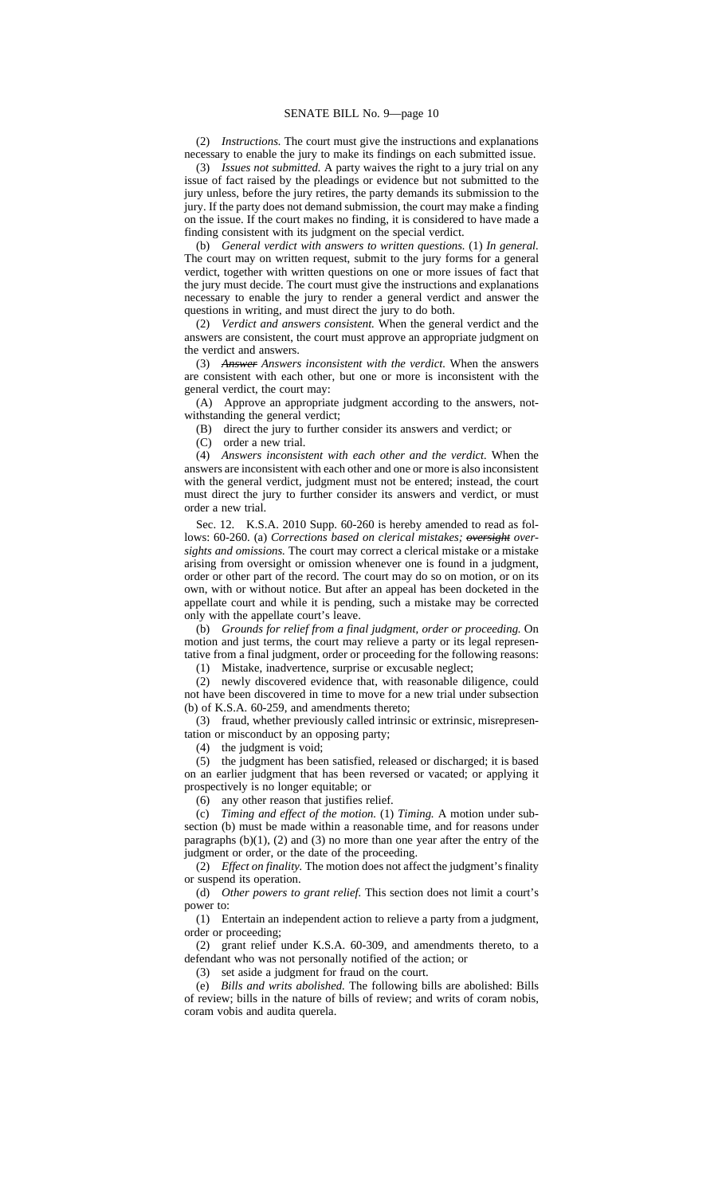(2) *Instructions.* The court must give the instructions and explanations necessary to enable the jury to make its findings on each submitted issue.

(3) *Issues not submitted.* A party waives the right to a jury trial on any issue of fact raised by the pleadings or evidence but not submitted to the jury unless, before the jury retires, the party demands its submission to the jury. If the party does not demand submission, the court may make a finding on the issue. If the court makes no finding, it is considered to have made a finding consistent with its judgment on the special verdict.

(b) *General verdict with answers to written questions.* (1) *In general.* The court may on written request, submit to the jury forms for a general verdict, together with written questions on one or more issues of fact that the jury must decide. The court must give the instructions and explanations necessary to enable the jury to render a general verdict and answer the questions in writing, and must direct the jury to do both.

(2) *Verdict and answers consistent.* When the general verdict and the answers are consistent, the court must approve an appropriate judgment on the verdict and answers.

(3) ~~*Answer*~~ *Answers inconsistent with the verdict.* When the answers are consistent with each other, but one or more is inconsistent with the general verdict, the court may:

(A) Approve an appropriate judgment according to the answers, notwithstanding the general verdict;

(B) direct the jury to further consider its answers and verdict; or

(C) order a new trial.

(4) *Answers inconsistent with each other and the verdict.* When the answers are inconsistent with each other and one or more is also inconsistent with the general verdict, judgment must not be entered; instead, the court must direct the jury to further consider its answers and verdict, or must order a new trial.

Sec. 12. K.S.A. 2010 Supp. 60-260 is hereby amended to read as follows: 60-260. (a) *Corrections based on clerical mistakes;* ~~*oversight*~~ *oversights and omissions.* The court may correct a clerical mistake or a mistake arising from oversight or omission whenever one is found in a judgment, order or other part of the record. The court may do so on motion, or on its own, with or without notice. But after an appeal has been docketed in the appellate court and while it is pending, such a mistake may be corrected only with the appellate court's leave.

(b) *Grounds for relief from a final judgment, order or proceeding.* On motion and just terms, the court may relieve a party or its legal representative from a final judgment, order or proceeding for the following reasons:

(1) Mistake, inadvertence, surprise or excusable neglect;

(2) newly discovered evidence that, with reasonable diligence, could not have been discovered in time to move for a new trial under subsection (b) of K.S.A. 60-259, and amendments thereto;

(3) fraud, whether previously called intrinsic or extrinsic, misrepresentation or misconduct by an opposing party;

(4) the judgment is void;

(5) the judgment has been satisfied, released or discharged; it is based on an earlier judgment that has been reversed or vacated; or applying it prospectively is no longer equitable; or

(6) any other reason that justifies relief.

(c) *Timing and effect of the motion.* (1) *Timing.* A motion under subsection (b) must be made within a reasonable time, and for reasons under paragraphs (b)(1), (2) and (3) no more than one year after the entry of the judgment or order, or the date of the proceeding.

(2) *Effect on finality.* The motion does not affect the judgment's finality or suspend its operation.

(d) *Other powers to grant relief.* This section does not limit a court's power to:

(1) Entertain an independent action to relieve a party from a judgment, order or proceeding;

(2) grant relief under K.S.A. 60-309, and amendments thereto, to a defendant who was not personally notified of the action; or

(3) set aside a judgment for fraud on the court.

(e) *Bills and writs abolished.* The following bills are abolished: Bills of review; bills in the nature of bills of review; and writs of coram nobis, coram vobis and audita querela.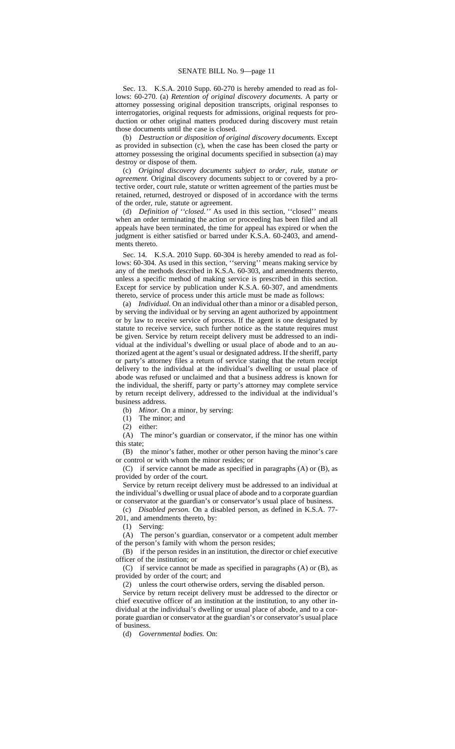Sec. 13. K.S.A. 2010 Supp. 60-270 is hereby amended to read as follows: 60-270. (a) *Retention of original discovery documents.* A party or attorney possessing original deposition transcripts, original responses to interrogatories, original requests for admissions, original requests for production or other original matters produced during discovery must retain those documents until the case is closed.

(b) *Destruction or disposition of original discovery documents.* Except as provided in subsection (c), when the case has been closed the party or attorney possessing the original documents specified in subsection (a) may destroy or dispose of them.

(c) *Original discovery documents subject to order, rule, statute or agreement.* Original discovery documents subject to or covered by a protective order, court rule, statute or written agreement of the parties must be retained, returned, destroyed or disposed of in accordance with the terms of the order, rule, statute or agreement.

(d) *Definition of ''closed.''* As used in this section, ''closed'' means when an order terminating the action or proceeding has been filed and all appeals have been terminated, the time for appeal has expired or when the judgment is either satisfied or barred under K.S.A. 60-2403, and amendments thereto.

Sec. 14. K.S.A. 2010 Supp. 60-304 is hereby amended to read as follows: 60-304. As used in this section, ''serving'' means making service by any of the methods described in K.S.A. 60-303, and amendments thereto, unless a specific method of making service is prescribed in this section. Except for service by publication under K.S.A. 60-307, and amendments thereto, service of process under this article must be made as follows:

(a) *Individual.* On an individual other than a minor or a disabled person, by serving the individual or by serving an agent authorized by appointment or by law to receive service of process. If the agent is one designated by statute to receive service, such further notice as the statute requires must be given. Service by return receipt delivery must be addressed to an individual at the individual's dwelling or usual place of abode and to an authorized agent at the agent's usual or designated address. If the sheriff, party or party's attorney files a return of service stating that the return receipt delivery to the individual at the individual's dwelling or usual place of abode was refused or unclaimed and that a business address is known for the individual, the sheriff, party or party's attorney may complete service by return receipt delivery, addressed to the individual at the individual's business address.

(b) *Minor.* On a minor, by serving:

(1) The minor; and

(2) either:

(A) The minor's guardian or conservator, if the minor has one within this state;

(B) the minor's father, mother or other person having the minor's care or control or with whom the minor resides; or

(C) if service cannot be made as specified in paragraphs (A) or (B), as provided by order of the court.

Service by return receipt delivery must be addressed to an individual at the individual's dwelling or usual place of abode and to a corporate guardian or conservator at the guardian's or conservator's usual place of business.

(c) *Disabled person.* On a disabled person, as defined in K.S.A. 77-201, and amendments thereto, by:

(1) Serving:

(A) The person's guardian, conservator or a competent adult member of the person's family with whom the person resides;

(B) if the person resides in an institution, the director or chief executive officer of the institution; or

(C) if service cannot be made as specified in paragraphs (A) or (B), as provided by order of the court; and

(2) unless the court otherwise orders, serving the disabled person.

Service by return receipt delivery must be addressed to the director or chief executive officer of an institution at the institution, to any other individual at the individual's dwelling or usual place of abode, and to a corporate guardian or conservator at the guardian's or conservator's usual place of business.

(d) *Governmental bodies.* On: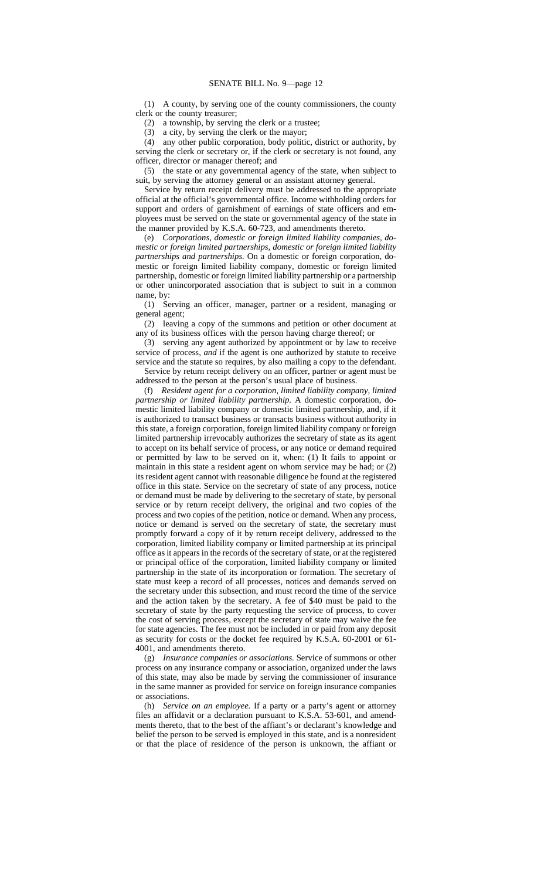(1) A county, by serving one of the county commissioners, the county clerk or the county treasurer;

(2) a township, by serving the clerk or a trustee;

(3) a city, by serving the clerk or the mayor;

(4) any other public corporation, body politic, district or authority, by serving the clerk or secretary or, if the clerk or secretary is not found, any officer, director or manager thereof; and

(5) the state or any governmental agency of the state, when subject to suit, by serving the attorney general or an assistant attorney general.

Service by return receipt delivery must be addressed to the appropriate official at the official's governmental office. Income withholding orders for support and orders of garnishment of earnings of state officers and employees must be served on the state or governmental agency of the state in the manner provided by K.S.A. 60-723, and amendments thereto.

(e) *Corporations, domestic or foreign limited liability companies, domestic or foreign limited partnerships, domestic or foreign limited liability partnerships and partnerships.* On a domestic or foreign corporation, domestic or foreign limited liability company, domestic or foreign limited partnership, domestic or foreign limited liability partnership or a partnership or other unincorporated association that is subject to suit in a common name, by:

(1) Serving an officer, manager, partner or a resident, managing or general agent;

(2) leaving a copy of the summons and petition or other document at any of its business offices with the person having charge thereof; or

(3) serving any agent authorized by appointment or by law to receive service of process, *and* if the agent is one authorized by statute to receive service and the statute so requires, by also mailing a copy to the defendant.

Service by return receipt delivery on an officer, partner or agent must be addressed to the person at the person's usual place of business.

(f) *Resident agent for a corporation, limited liability company, limited partnership or limited liability partnership.* A domestic corporation, domestic limited liability company or domestic limited partnership, and, if it is authorized to transact business or transacts business without authority in this state, a foreign corporation, foreign limited liability company or foreign limited partnership irrevocably authorizes the secretary of state as its agent to accept on its behalf service of process, or any notice or demand required or permitted by law to be served on it, when: (1) It fails to appoint or maintain in this state a resident agent on whom service may be had; or (2) its resident agent cannot with reasonable diligence be found at the registered office in this state. Service on the secretary of state of any process, notice or demand must be made by delivering to the secretary of state, by personal service or by return receipt delivery, the original and two copies of the process and two copies of the petition, notice or demand. When any process, notice or demand is served on the secretary of state, the secretary must promptly forward a copy of it by return receipt delivery, addressed to the corporation, limited liability company or limited partnership at its principal office as it appears in the records of the secretary of state, or at the registered or principal office of the corporation, limited liability company or limited partnership in the state of its incorporation or formation. The secretary of state must keep a record of all processes, notices and demands served on the secretary under this subsection, and must record the time of the service and the action taken by the secretary. A fee of $40 must be paid to the secretary of state by the party requesting the service of process, to cover the cost of serving process, except the secretary of state may waive the fee for state agencies. The fee must not be included in or paid from any deposit as security for costs or the docket fee required by K.S.A. 60-2001 or 61-4001, and amendments thereto.

(g) *Insurance companies or associations.* Service of summons or other process on any insurance company or association, organized under the laws of this state, may also be made by serving the commissioner of insurance in the same manner as provided for service on foreign insurance companies or associations.

(h) *Service on an employee.* If a party or a party's agent or attorney files an affidavit or a declaration pursuant to K.S.A. 53-601, and amendments thereto, that to the best of the affiant's or declarant's knowledge and belief the person to be served is employed in this state, and is a nonresident or that the place of residence of the person is unknown, the affiant or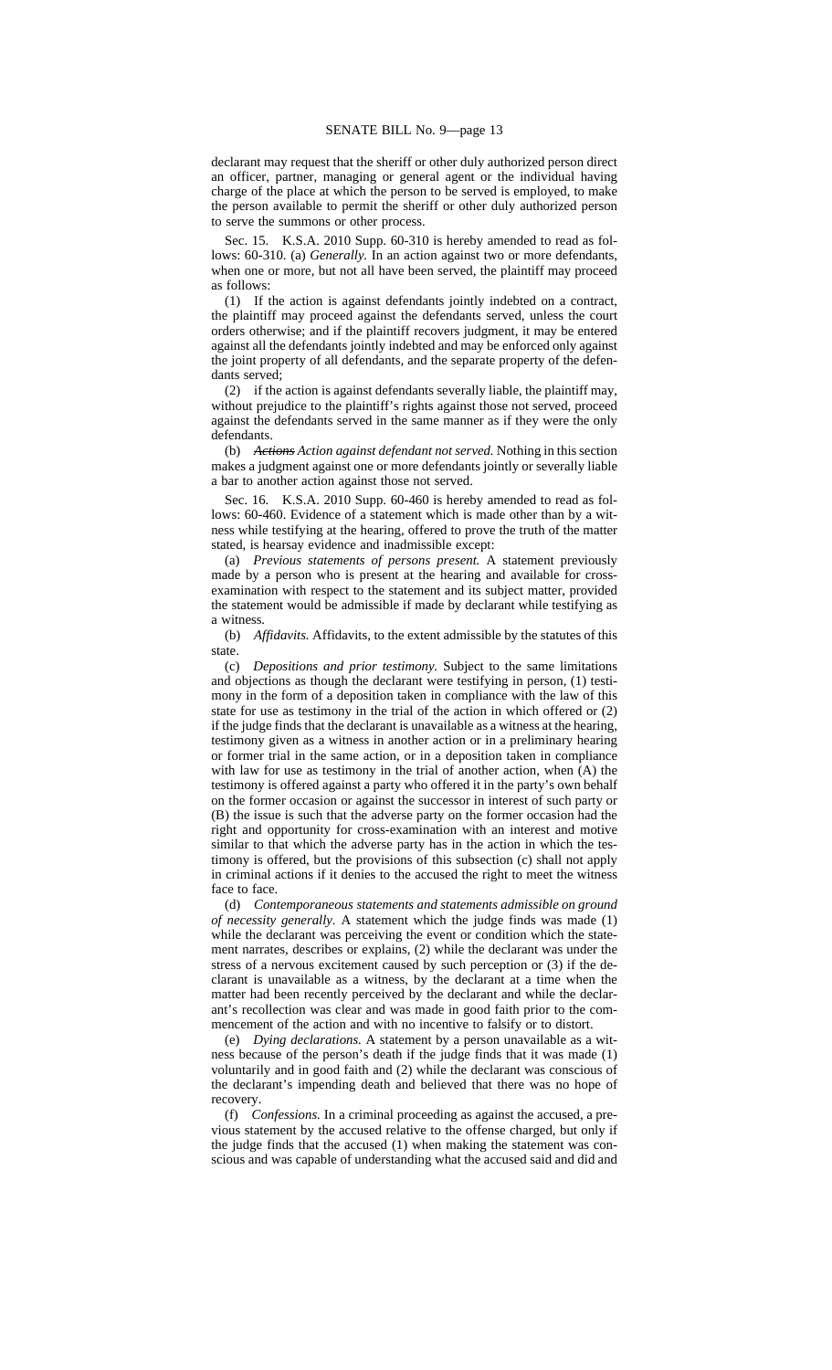declarant may request that the sheriff or other duly authorized person direct an officer, partner, managing or general agent or the individual having charge of the place at which the person to be served is employed, to make the person available to permit the sheriff or other duly authorized person to serve the summons or other process.

Sec. 15. K.S.A. 2010 Supp. 60-310 is hereby amended to read as follows: 60-310. (a) *Generally.* In an action against two or more defendants, when one or more, but not all have been served, the plaintiff may proceed as follows:

(1) If the action is against defendants jointly indebted on a contract, the plaintiff may proceed against the defendants served, unless the court orders otherwise; and if the plaintiff recovers judgment, it may be entered against all the defendants jointly indebted and may be enforced only against the joint property of all defendants, and the separate property of the defendants served;

(2) if the action is against defendants severally liable, the plaintiff may, without prejudice to the plaintiff's rights against those not served, proceed against the defendants served in the same manner as if they were the only defendants.

(b) ~~*Actions*~~ *Action against defendant not served.* Nothing in this section makes a judgment against one or more defendants jointly or severally liable a bar to another action against those not served.

Sec. 16. K.S.A. 2010 Supp. 60-460 is hereby amended to read as follows: 60-460. Evidence of a statement which is made other than by a witness while testifying at the hearing, offered to prove the truth of the matter stated, is hearsay evidence and inadmissible except:

(a) *Previous statements of persons present.* A statement previously made by a person who is present at the hearing and available for cross-examination with respect to the statement and its subject matter, provided the statement would be admissible if made by declarant while testifying as a witness.

(b) *Affidavits.* Affidavits, to the extent admissible by the statutes of this state.

(c) *Depositions and prior testimony.* Subject to the same limitations and objections as though the declarant were testifying in person, (1) testimony in the form of a deposition taken in compliance with the law of this state for use as testimony in the trial of the action in which offered or (2) if the judge finds that the declarant is unavailable as a witness at the hearing, testimony given as a witness in another action or in a preliminary hearing or former trial in the same action, or in a deposition taken in compliance with law for use as testimony in the trial of another action, when (A) the testimony is offered against a party who offered it in the party's own behalf on the former occasion or against the successor in interest of such party or (B) the issue is such that the adverse party on the former occasion had the right and opportunity for cross-examination with an interest and motive similar to that which the adverse party has in the action in which the testimony is offered, but the provisions of this subsection (c) shall not apply in criminal actions if it denies to the accused the right to meet the witness face to face.

(d) *Contemporaneous statements and statements admissible on ground of necessity generally.* A statement which the judge finds was made (1) while the declarant was perceiving the event or condition which the statement narrates, describes or explains, (2) while the declarant was under the stress of a nervous excitement caused by such perception or (3) if the declarant is unavailable as a witness, by the declarant at a time when the matter had been recently perceived by the declarant and while the declarant's recollection was clear and was made in good faith prior to the commencement of the action and with no incentive to falsify or to distort.

(e) *Dying declarations.* A statement by a person unavailable as a witness because of the person's death if the judge finds that it was made (1) voluntarily and in good faith and (2) while the declarant was conscious of the declarant's impending death and believed that there was no hope of recovery.

(f) *Confessions.* In a criminal proceeding as against the accused, a previous statement by the accused relative to the offense charged, but only if the judge finds that the accused (1) when making the statement was conscious and was capable of understanding what the accused said and did and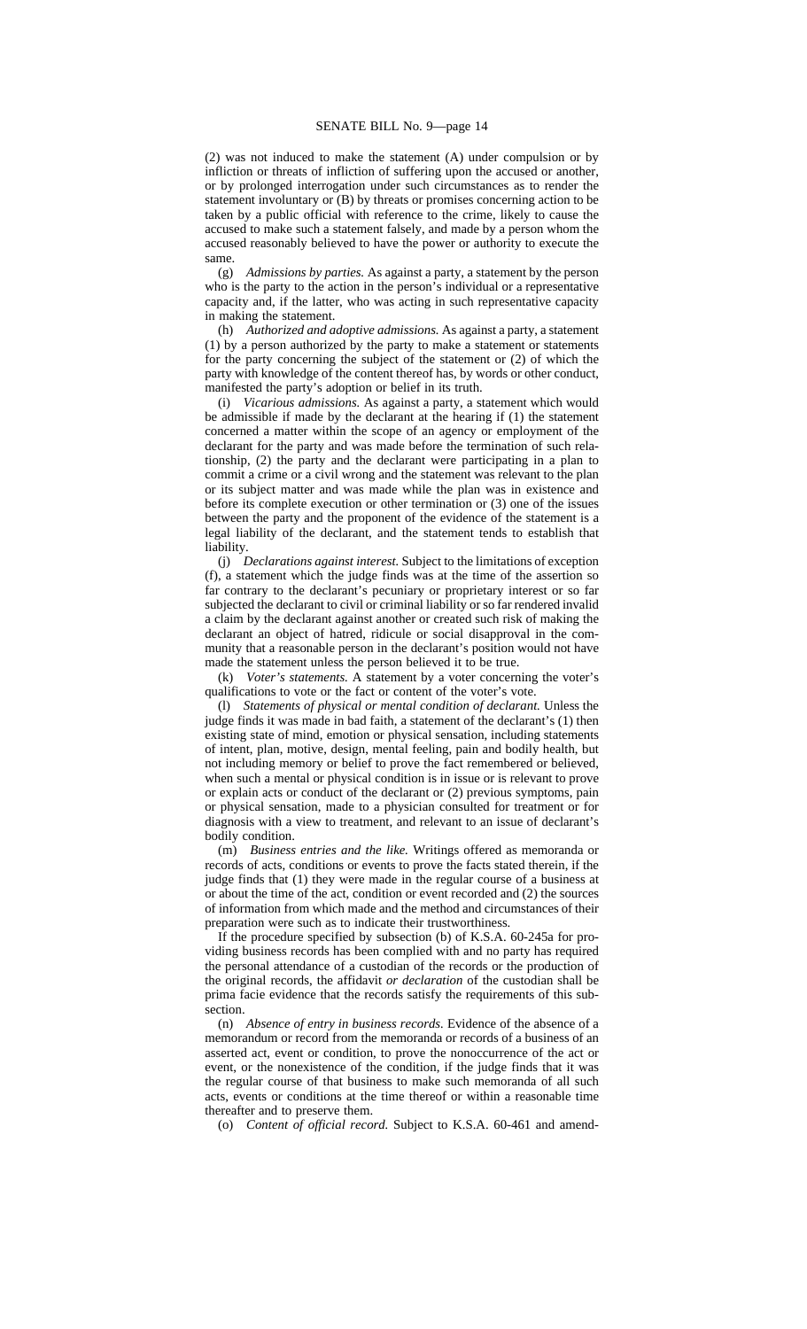(2) was not induced to make the statement (A) under compulsion or by infliction or threats of infliction of suffering upon the accused or another, or by prolonged interrogation under such circumstances as to render the statement involuntary or (B) by threats or promises concerning action to be taken by a public official with reference to the crime, likely to cause the accused to make such a statement falsely, and made by a person whom the accused reasonably believed to have the power or authority to execute the same.

(g) *Admissions by parties.* As against a party, a statement by the person who is the party to the action in the person's individual or a representative capacity and, if the latter, who was acting in such representative capacity in making the statement.

(h) *Authorized and adoptive admissions.* As against a party, a statement (1) by a person authorized by the party to make a statement or statements for the party concerning the subject of the statement or (2) of which the party with knowledge of the content thereof has, by words or other conduct, manifested the party's adoption or belief in its truth.

(i) *Vicarious admissions.* As against a party, a statement which would be admissible if made by the declarant at the hearing if (1) the statement concerned a matter within the scope of an agency or employment of the declarant for the party and was made before the termination of such relationship, (2) the party and the declarant were participating in a plan to commit a crime or a civil wrong and the statement was relevant to the plan or its subject matter and was made while the plan was in existence and before its complete execution or other termination or (3) one of the issues between the party and the proponent of the evidence of the statement is a legal liability of the declarant, and the statement tends to establish that liability.

(j) *Declarations against interest.* Subject to the limitations of exception (f), a statement which the judge finds was at the time of the assertion so far contrary to the declarant's pecuniary or proprietary interest or so far subjected the declarant to civil or criminal liability or so far rendered invalid a claim by the declarant against another or created such risk of making the declarant an object of hatred, ridicule or social disapproval in the community that a reasonable person in the declarant's position would not have made the statement unless the person believed it to be true.

(k) *Voter's statements.* A statement by a voter concerning the voter's qualifications to vote or the fact or content of the voter's vote.

(l) *Statements of physical or mental condition of declarant.* Unless the judge finds it was made in bad faith, a statement of the declarant's (1) then existing state of mind, emotion or physical sensation, including statements of intent, plan, motive, design, mental feeling, pain and bodily health, but not including memory or belief to prove the fact remembered or believed, when such a mental or physical condition is in issue or is relevant to prove or explain acts or conduct of the declarant or (2) previous symptoms, pain or physical sensation, made to a physician consulted for treatment or for diagnosis with a view to treatment, and relevant to an issue of declarant's bodily condition.

(m) *Business entries and the like.* Writings offered as memoranda or records of acts, conditions or events to prove the facts stated therein, if the judge finds that (1) they were made in the regular course of a business at or about the time of the act, condition or event recorded and (2) the sources of information from which made and the method and circumstances of their preparation were such as to indicate their trustworthiness.

If the procedure specified by subsection (b) of K.S.A. 60-245a for providing business records has been complied with and no party has required the personal attendance of a custodian of the records or the production of the original records, the affidavit *or declaration* of the custodian shall be prima facie evidence that the records satisfy the requirements of this subsection.

(n) *Absence of entry in business records.* Evidence of the absence of a memorandum or record from the memoranda or records of a business of an asserted act, event or condition, to prove the nonoccurrence of the act or event, or the nonexistence of the condition, if the judge finds that it was the regular course of that business to make such memoranda of all such acts, events or conditions at the time thereof or within a reasonable time thereafter and to preserve them.

(o) *Content of official record.* Subject to K.S.A. 60-461 and amend-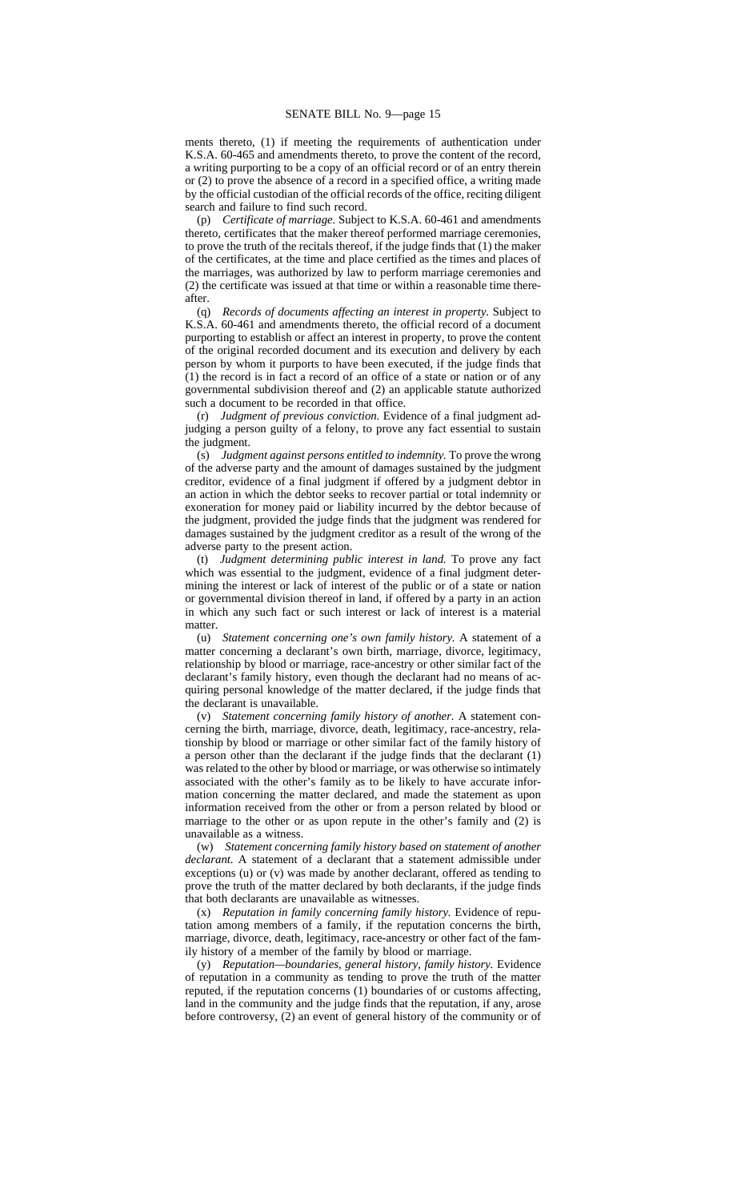ments thereto, (1) if meeting the requirements of authentication under K.S.A. 60-465 and amendments thereto, to prove the content of the record, a writing purporting to be a copy of an official record or of an entry therein or (2) to prove the absence of a record in a specified office, a writing made by the official custodian of the official records of the office, reciting diligent search and failure to find such record.

(p) *Certificate of marriage.* Subject to K.S.A. 60-461 and amendments thereto, certificates that the maker thereof performed marriage ceremonies, to prove the truth of the recitals thereof, if the judge finds that (1) the maker of the certificates, at the time and place certified as the times and places of the marriages, was authorized by law to perform marriage ceremonies and (2) the certificate was issued at that time or within a reasonable time thereafter.

(q) *Records of documents affecting an interest in property.* Subject to K.S.A. 60-461 and amendments thereto, the official record of a document purporting to establish or affect an interest in property, to prove the content of the original recorded document and its execution and delivery by each person by whom it purports to have been executed, if the judge finds that (1) the record is in fact a record of an office of a state or nation or of any governmental subdivision thereof and (2) an applicable statute authorized such a document to be recorded in that office.

(r) *Judgment of previous conviction.* Evidence of a final judgment adjudging a person guilty of a felony, to prove any fact essential to sustain the judgment.

(s) *Judgment against persons entitled to indemnity.* To prove the wrong of the adverse party and the amount of damages sustained by the judgment creditor, evidence of a final judgment if offered by a judgment debtor in an action in which the debtor seeks to recover partial or total indemnity or exoneration for money paid or liability incurred by the debtor because of the judgment, provided the judge finds that the judgment was rendered for damages sustained by the judgment creditor as a result of the wrong of the adverse party to the present action.

(t) *Judgment determining public interest in land.* To prove any fact which was essential to the judgment, evidence of a final judgment determining the interest or lack of interest of the public or of a state or nation or governmental division thereof in land, if offered by a party in an action in which any such fact or such interest or lack of interest is a material matter.

(u) *Statement concerning one's own family history.* A statement of a matter concerning a declarant's own birth, marriage, divorce, legitimacy, relationship by blood or marriage, race-ancestry or other similar fact of the declarant's family history, even though the declarant had no means of acquiring personal knowledge of the matter declared, if the judge finds that the declarant is unavailable.

(v) *Statement concerning family history of another.* A statement concerning the birth, marriage, divorce, death, legitimacy, race-ancestry, relationship by blood or marriage or other similar fact of the family history of a person other than the declarant if the judge finds that the declarant (1) was related to the other by blood or marriage, or was otherwise so intimately associated with the other's family as to be likely to have accurate information concerning the matter declared, and made the statement as upon information received from the other or from a person related by blood or marriage to the other or as upon repute in the other's family and (2) is unavailable as a witness.

(w) *Statement concerning family history based on statement of another declarant.* A statement of a declarant that a statement admissible under exceptions (u) or (v) was made by another declarant, offered as tending to prove the truth of the matter declared by both declarants, if the judge finds that both declarants are unavailable as witnesses.

(x) *Reputation in family concerning family history.* Evidence of reputation among members of a family, if the reputation concerns the birth, marriage, divorce, death, legitimacy, race-ancestry or other fact of the family history of a member of the family by blood or marriage.

(y) *Reputation—boundaries, general history, family history.* Evidence of reputation in a community as tending to prove the truth of the matter reputed, if the reputation concerns (1) boundaries of or customs affecting, land in the community and the judge finds that the reputation, if any, arose before controversy, (2) an event of general history of the community or of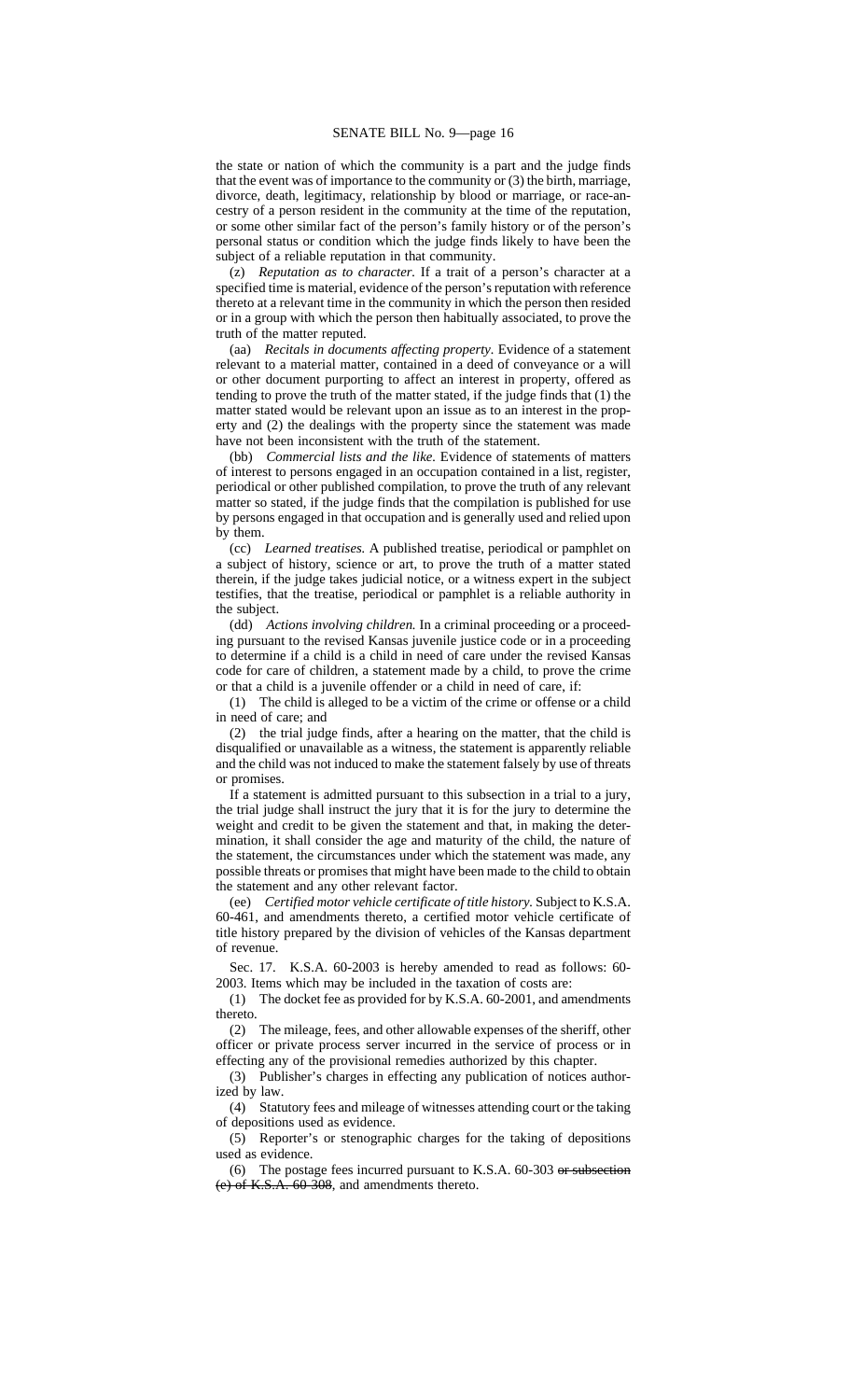the state or nation of which the community is a part and the judge finds that the event was of importance to the community or (3) the birth, marriage, divorce, death, legitimacy, relationship by blood or marriage, or race-ancestry of a person resident in the community at the time of the reputation, or some other similar fact of the person's family history or of the person's personal status or condition which the judge finds likely to have been the subject of a reliable reputation in that community.

(z) *Reputation as to character.* If a trait of a person's character at a specified time is material, evidence of the person's reputation with reference thereto at a relevant time in the community in which the person then resided or in a group with which the person then habitually associated, to prove the truth of the matter reputed.

(aa) *Recitals in documents affecting property.* Evidence of a statement relevant to a material matter, contained in a deed of conveyance or a will or other document purporting to affect an interest in property, offered as tending to prove the truth of the matter stated, if the judge finds that (1) the matter stated would be relevant upon an issue as to an interest in the property and (2) the dealings with the property since the statement was made have not been inconsistent with the truth of the statement.

(bb) *Commercial lists and the like.* Evidence of statements of matters of interest to persons engaged in an occupation contained in a list, register, periodical or other published compilation, to prove the truth of any relevant matter so stated, if the judge finds that the compilation is published for use by persons engaged in that occupation and is generally used and relied upon by them.

(cc) *Learned treatises.* A published treatise, periodical or pamphlet on a subject of history, science or art, to prove the truth of a matter stated therein, if the judge takes judicial notice, or a witness expert in the subject testifies, that the treatise, periodical or pamphlet is a reliable authority in the subject.

(dd) *Actions involving children.* In a criminal proceeding or a proceeding pursuant to the revised Kansas juvenile justice code or in a proceeding to determine if a child is a child in need of care under the revised Kansas code for care of children, a statement made by a child, to prove the crime or that a child is a juvenile offender or a child in need of care, if:

(1) The child is alleged to be a victim of the crime or offense or a child in need of care; and

(2) the trial judge finds, after a hearing on the matter, that the child is disqualified or unavailable as a witness, the statement is apparently reliable and the child was not induced to make the statement falsely by use of threats or promises.

If a statement is admitted pursuant to this subsection in a trial to a jury, the trial judge shall instruct the jury that it is for the jury to determine the weight and credit to be given the statement and that, in making the determination, it shall consider the age and maturity of the child, the nature of the statement, the circumstances under which the statement was made, any possible threats or promises that might have been made to the child to obtain the statement and any other relevant factor.

(ee) *Certified motor vehicle certificate of title history.* Subject to K.S.A. 60-461, and amendments thereto, a certified motor vehicle certificate of title history prepared by the division of vehicles of the Kansas department of revenue.

Sec. 17. K.S.A. 60-2003 is hereby amended to read as follows: 60-2003. Items which may be included in the taxation of costs are:

(1) The docket fee as provided for by K.S.A. 60-2001, and amendments thereto.

(2) The mileage, fees, and other allowable expenses of the sheriff, other officer or private process server incurred in the service of process or in effecting any of the provisional remedies authorized by this chapter.

(3) Publisher's charges in effecting any publication of notices authorized by law.

(4) Statutory fees and mileage of witnesses attending court or the taking of depositions used as evidence.

(5) Reporter's or stenographic charges for the taking of depositions used as evidence.

(6) The postage fees incurred pursuant to K.S.A. 60-303 ~~or subsection (e) of K.S.A. 60-308~~, and amendments thereto.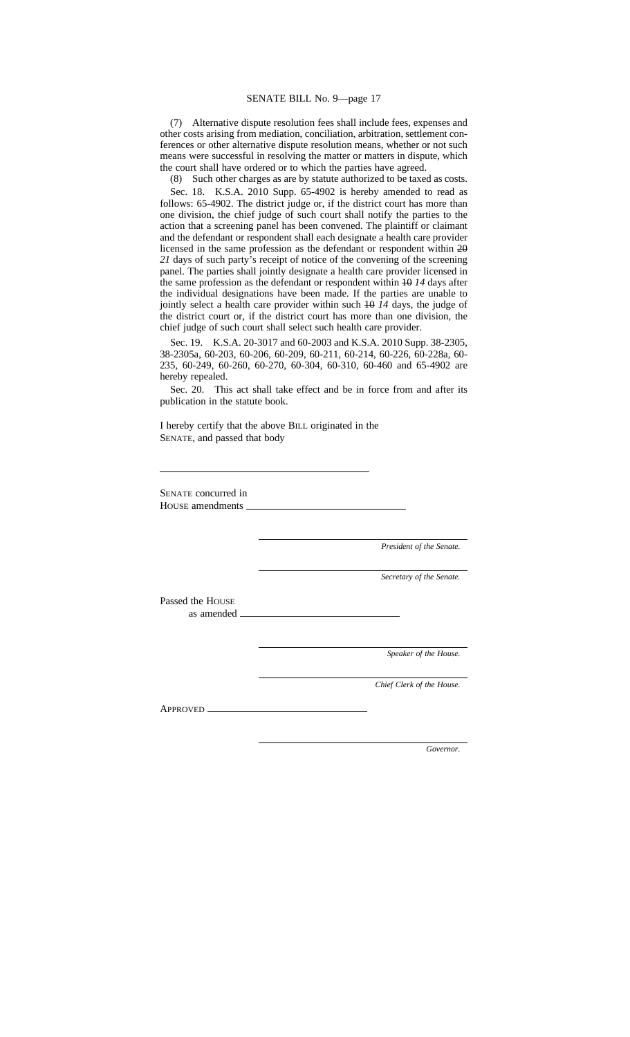(7) Alternative dispute resolution fees shall include fees, expenses and other costs arising from mediation, conciliation, arbitration, settlement conferences or other alternative dispute resolution means, whether or not such means were successful in resolving the matter or matters in dispute, which the court shall have ordered or to which the parties have agreed.

(8) Such other charges as are by statute authorized to be taxed as costs.

Sec. 18. K.S.A. 2010 Supp. 65-4902 is hereby amended to read as follows: 65-4902. The district judge or, if the district court has more than one division, the chief judge of such court shall notify the parties to the action that a screening panel has been convened. The plaintiff or claimant and the defendant or respondent shall each designate a health care provider licensed in the same profession as the defendant or respondent within ~~20~~ *21* days of such party's receipt of notice of the convening of the screening panel. The parties shall jointly designate a health care provider licensed in the same profession as the defendant or respondent within ~~10~~ *14* days after the individual designations have been made. If the parties are unable to jointly select a health care provider within such ~~10~~ *14* days, the judge of the district court or, if the district court has more than one division, the chief judge of such court shall select such health care provider.

Sec. 19. K.S.A. 20-3017 and 60-2003 and K.S.A. 2010 Supp. 38-2305, 38-2305a, 60-203, 60-206, 60-209, 60-211, 60-214, 60-226, 60-228a, 60-235, 60-249, 60-260, 60-270, 60-304, 60-310, 60-460 and 65-4902 are hereby repealed.

Sec. 20. This act shall take effect and be in force from and after its publication in the statute book.

I hereby certify that the above BILL originated in the SENATE, and passed that body

\_\_\_\_\_\_\_\_\_\_\_\_\_\_\_\_\_\_\_\_\_\_\_\_\_\_\_\_\_\_

SENATE concurred in
HOUSE amendments \_\_\_\_\_\_\_\_\_\_\_\_\_\_\_\_\_\_\_\_\_\_\_\_

\_\_\_\_\_\_\_\_\_\_\_\_\_\_\_\_\_\_\_\_\_\_\_\_\_\_\_\_\_\_
*President of the Senate.*

\_\_\_\_\_\_\_\_\_\_\_\_\_\_\_\_\_\_\_\_\_\_\_\_\_\_\_\_\_\_
*Secretary of the Senate.*

Passed the HOUSE
as amended \_\_\_\_\_\_\_\_\_\_\_\_\_\_\_\_\_\_\_\_\_\_\_\_

\_\_\_\_\_\_\_\_\_\_\_\_\_\_\_\_\_\_\_\_\_\_\_\_\_\_\_\_\_\_
*Speaker of the House.*

\_\_\_\_\_\_\_\_\_\_\_\_\_\_\_\_\_\_\_\_\_\_\_\_\_\_\_\_\_\_
*Chief Clerk of the House.*

APPROVED \_\_\_\_\_\_\_\_\_\_\_\_\_\_\_\_\_\_\_\_\_\_\_\_

\_\_\_\_\_\_\_\_\_\_\_\_\_\_\_\_\_\_\_\_\_\_\_\_\_\_\_\_\_\_
*Governor.*